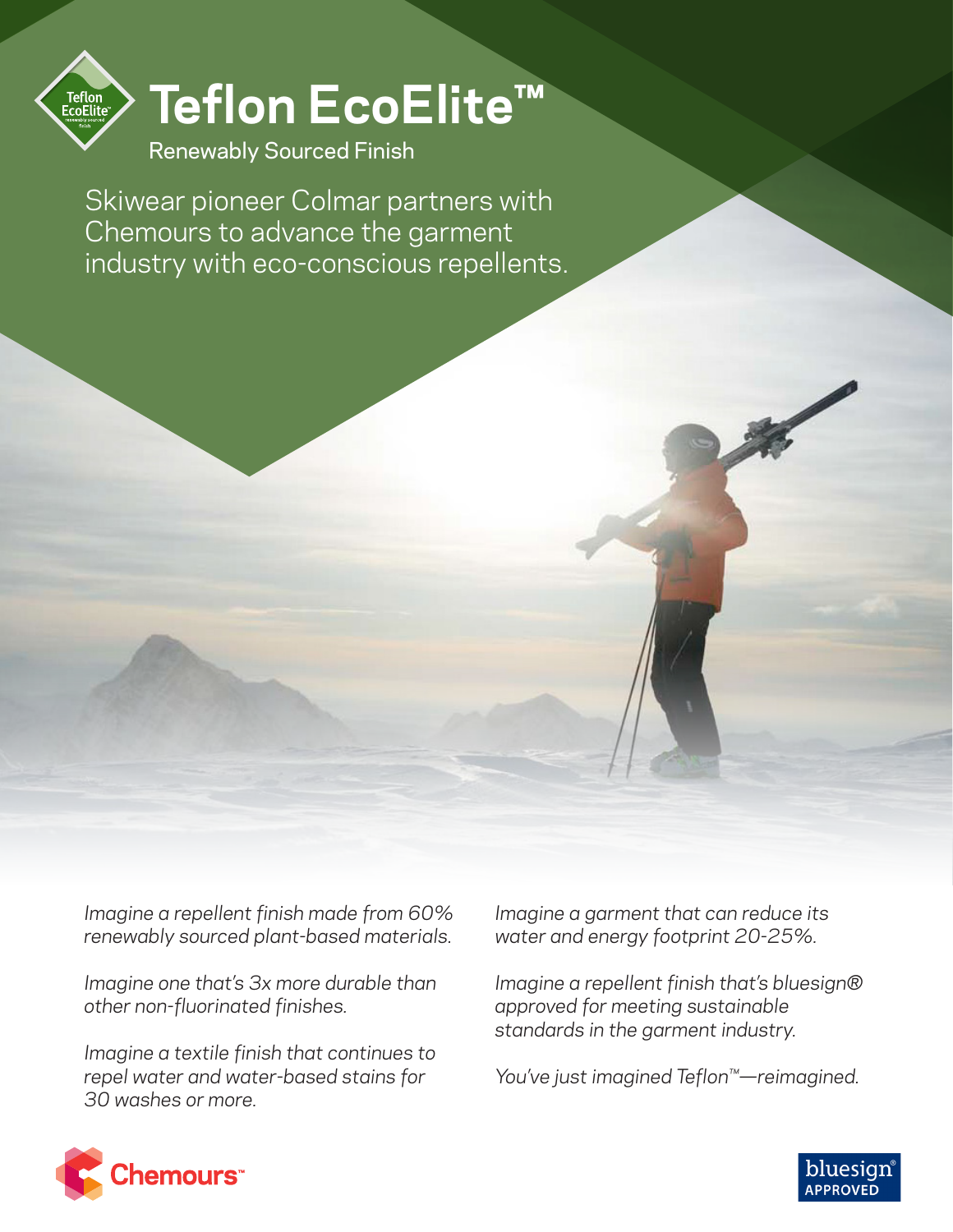# Teflon EcoElite™

Renewably Sourced Finish

Skiwear pioneer Colmar partners with Chemours to advance the garment industry with eco-conscious repellents.

*Imagine a repellent finish made from 60% renewably sourced plant-based materials.*

*Imagine one that's 3x more durable than other non-fluorinated finishes.*

*Imagine a textile finish that continues to repel water and water-based stains for 30 washes or more.*

*Imagine a garment that can reduce its water and energy footprint 20-25%.*

*Imagine a repellent finish that's bluesign® approved for meeting sustainable standards in the garment industry.*

*You've just imagined Teflon™—reimagined.*

Chemours™

bluesign® APPROVED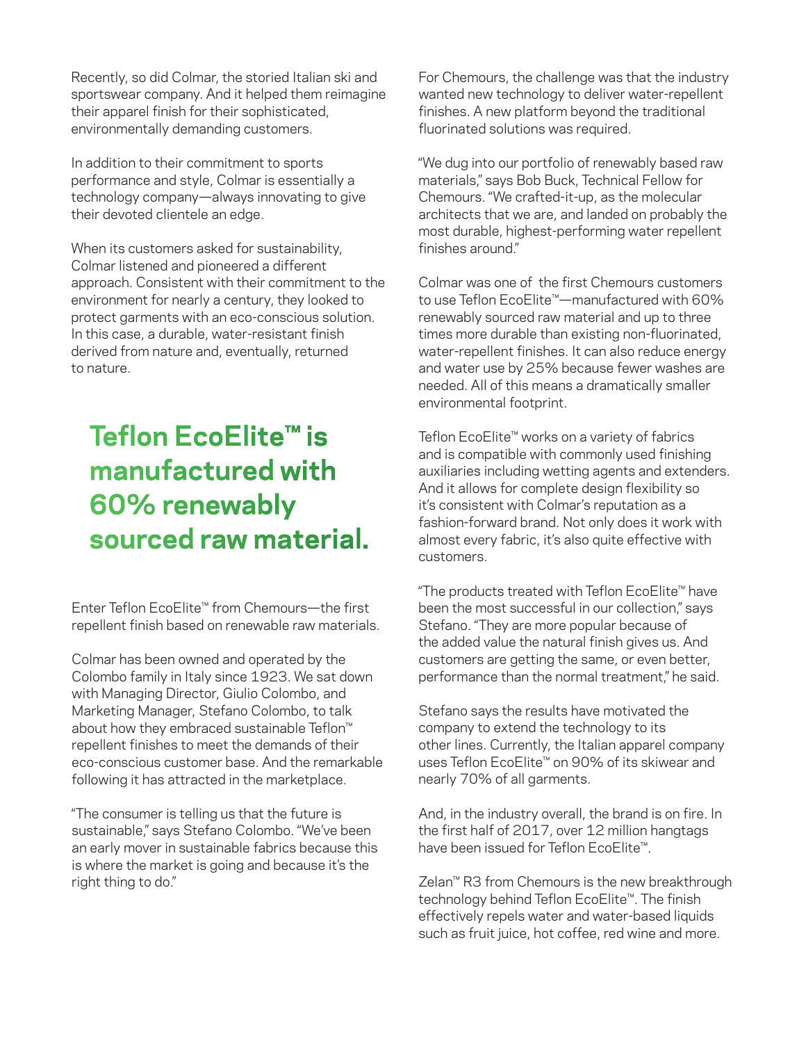Recently, so did Colmar, the storied Italian ski and sportswear company. And it helped them reimagine their apparel finish for their sophisticated, environmentally demanding customers.

In addition to their commitment to sports performance and style, Colmar is essentially a technology company—always innovating to give their devoted clientele an edge.

When its customers asked for sustainability, Colmar listened and pioneered a different approach. Consistent with their commitment to the environment for nearly a century, they looked to protect garments with an eco-conscious solution. In this case, a durable, water-resistant finish derived from nature and, eventually, returned to nature.

## Teflon EcoElite™ is manufactured with 60% renewably sourced raw material.

Enter Teflon EcoElite™ from Chemours—the first repellent finish based on renewable raw materials.

Colmar has been owned and operated by the Colombo family in Italy since 1923. We sat down with Managing Director, Giulio Colombo, and Marketing Manager, Stefano Colombo, to talk about how they embraced sustainable Teflon™ repellent finishes to meet the demands of their eco-conscious customer base. And the remarkable following it has attracted in the marketplace.

"The consumer is telling us that the future is sustainable," says Stefano Colombo. "We've been an early mover in sustainable fabrics because this is where the market is going and because it's the right thing to do."

For Chemours, the challenge was that the industry wanted new technology to deliver water-repellent finishes. A new platform beyond the traditional fluorinated solutions was required.

"We dug into our portfolio of renewably based raw materials," says Bob Buck, Technical Fellow for Chemours. "We crafted-it-up, as the molecular architects that we are, and landed on probably the most durable, highest-performing water repellent finishes around."

Colmar was one of the first Chemours customers to use Teflon EcoElite™—manufactured with 60% renewably sourced raw material and up to three times more durable than existing non-fluorinated, water-repellent finishes. It can also reduce energy and water use by 25% because fewer washes are needed. All of this means a dramatically smaller environmental footprint.

Teflon EcoElite™ works on a variety of fabrics and is compatible with commonly used finishing auxiliaries including wetting agents and extenders. And it allows for complete design flexibility so it's consistent with Colmar's reputation as a fashion-forward brand. Not only does it work with almost every fabric, it's also quite effective with customers.

"The products treated with Teflon EcoElite™ have been the most successful in our collection," says Stefano. "They are more popular because of the added value the natural finish gives us. And customers are getting the same, or even better, performance than the normal treatment," he said.

Stefano says the results have motivated the company to extend the technology to its other lines. Currently, the Italian apparel company uses Teflon EcoElite™ on 90% of its skiwear and nearly 70% of all garments.

And, in the industry overall, the brand is on fire. In the first half of 2017, over 12 million hangtags have been issued for Teflon EcoElite™.

Zelan™ R3 from Chemours is the new breakthrough technology behind Teflon EcoElite™. The finish effectively repels water and water-based liquids such as fruit juice, hot coffee, red wine and more.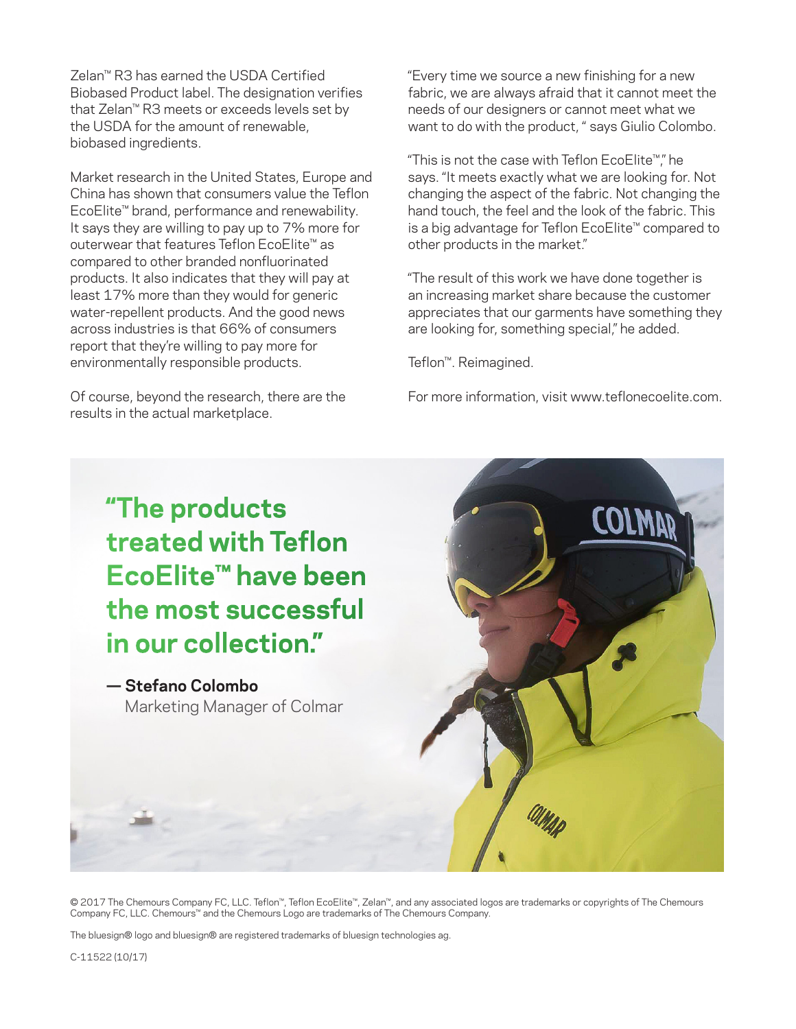Zelan™ R3 has earned the USDA Certified Biobased Product label. The designation verifies that Zelan™ R3 meets or exceeds levels set by the USDA for the amount of renewable, biobased ingredients.

Market research in the United States, Europe and China has shown that consumers value the Teflon EcoElite™ brand, performance and renewability. It says they are willing to pay up to 7% more for outerwear that features Teflon EcoElite™ as compared to other branded nonfluorinated products. It also indicates that they will pay at least 17% more than they would for generic water-repellent products. And the good news across industries is that 66% of consumers report that they're willing to pay more for environmentally responsible products.

Of course, beyond the research, there are the results in the actual marketplace.

"Every time we source a new finishing for a new fabric, we are always afraid that it cannot meet the needs of our designers or cannot meet what we want to do with the product, " says Giulio Colombo.

"This is not the case with Teflon EcoElite™," he says. "It meets exactly what we are looking for. Not changing the aspect of the fabric. Not changing the hand touch, the feel and the look of the fabric. This is a big advantage for Teflon EcoElite™ compared to other products in the market."

"The result of this work we have done together is an increasing market share because the customer appreciates that our garments have something they are looking for, something special," he added.

Teflon™. Reimagined.

For more information, visit www.teflonecoelite.com.

**"The products treated with Teflon EcoElite™ have been the most successful in our collection."**

**— Stefano Colombo**
Marketing Manager of Colmar

© 2017 The Chemours Company FC, LLC. Teflon™, Teflon EcoElite™, Zelan™, and any associated logos are trademarks or copyrights of The Chemours Company FC, LLC. Chemours™ and the Chemours Logo are trademarks of The Chemours Company.

The bluesign® logo and bluesign® are registered trademarks of bluesign technologies ag.

C-11522 (10/17)